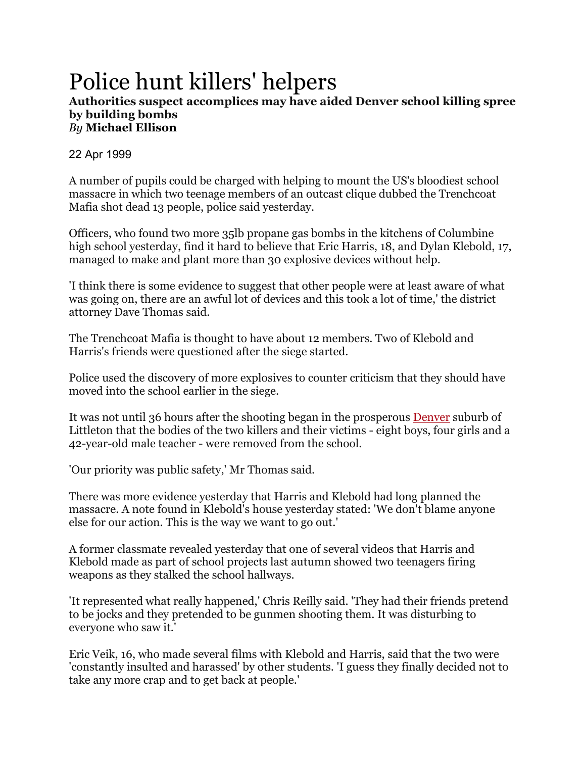# Police hunt killers' helpers

**Authorities suspect accomplices may have aided Denver school killing spree by building bombs**
*By* **Michael Ellison**

22 Apr 1999

A number of pupils could be charged with helping to mount the US's bloodiest school massacre in which two teenage members of an outcast clique dubbed the Trenchcoat Mafia shot dead 13 people, police said yesterday.

Officers, who found two more 35lb propane gas bombs in the kitchens of Columbine high school yesterday, find it hard to believe that Eric Harris, 18, and Dylan Klebold, 17, managed to make and plant more than 30 explosive devices without help.

'I think there is some evidence to suggest that other people were at least aware of what was going on, there are an awful lot of devices and this took a lot of time,' the district attorney Dave Thomas said.

The Trenchcoat Mafia is thought to have about 12 members. Two of Klebold and Harris's friends were questioned after the siege started.

Police used the discovery of more explosives to counter criticism that they should have moved into the school earlier in the siege.

It was not until 36 hours after the shooting began in the prosperous Denver suburb of Littleton that the bodies of the two killers and their victims - eight boys, four girls and a 42-year-old male teacher - were removed from the school.

'Our priority was public safety,' Mr Thomas said.

There was more evidence yesterday that Harris and Klebold had long planned the massacre. A note found in Klebold's house yesterday stated: 'We don't blame anyone else for our action. This is the way we want to go out.'

A former classmate revealed yesterday that one of several videos that Harris and Klebold made as part of school projects last autumn showed two teenagers firing weapons as they stalked the school hallways.

'It represented what really happened,' Chris Reilly said. 'They had their friends pretend to be jocks and they pretended to be gunmen shooting them. It was disturbing to everyone who saw it.'

Eric Veik, 16, who made several films with Klebold and Harris, said that the two were 'constantly insulted and harassed' by other students. 'I guess they finally decided not to take any more crap and to get back at people.'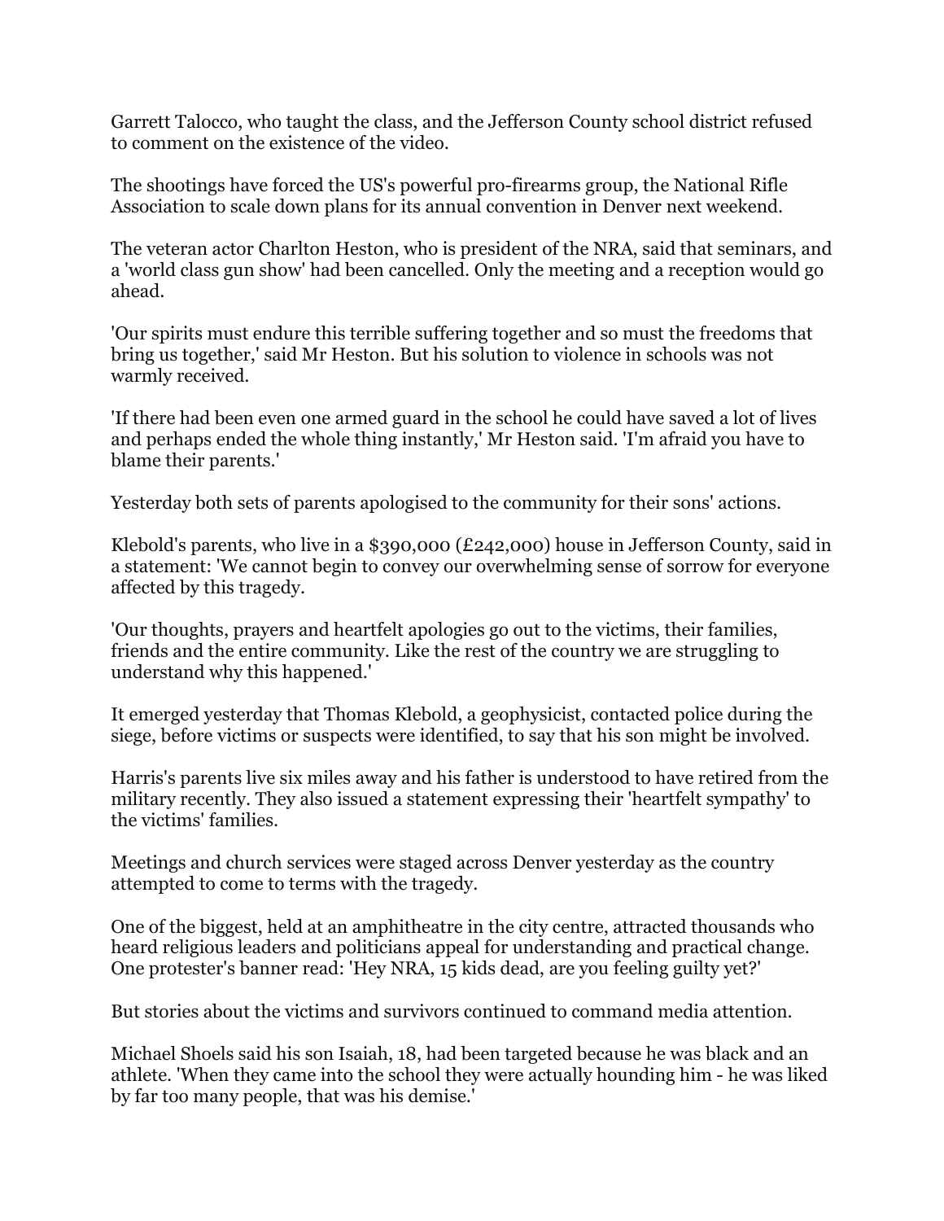Garrett Talocco, who taught the class, and the Jefferson County school district refused to comment on the existence of the video.

The shootings have forced the US's powerful pro-firearms group, the National Rifle Association to scale down plans for its annual convention in Denver next weekend.

The veteran actor Charlton Heston, who is president of the NRA, said that seminars, and a 'world class gun show' had been cancelled. Only the meeting and a reception would go ahead.

'Our spirits must endure this terrible suffering together and so must the freedoms that bring us together,' said Mr Heston. But his solution to violence in schools was not warmly received.

'If there had been even one armed guard in the school he could have saved a lot of lives and perhaps ended the whole thing instantly,' Mr Heston said. 'I'm afraid you have to blame their parents.'

Yesterday both sets of parents apologised to the community for their sons' actions.

Klebold's parents, who live in a $390,000 (£242,000) house in Jefferson County, said in a statement: 'We cannot begin to convey our overwhelming sense of sorrow for everyone affected by this tragedy.

'Our thoughts, prayers and heartfelt apologies go out to the victims, their families, friends and the entire community. Like the rest of the country we are struggling to understand why this happened.'

It emerged yesterday that Thomas Klebold, a geophysicist, contacted police during the siege, before victims or suspects were identified, to say that his son might be involved.

Harris's parents live six miles away and his father is understood to have retired from the military recently. They also issued a statement expressing their 'heartfelt sympathy' to the victims' families.

Meetings and church services were staged across Denver yesterday as the country attempted to come to terms with the tragedy.

One of the biggest, held at an amphitheatre in the city centre, attracted thousands who heard religious leaders and politicians appeal for understanding and practical change. One protester's banner read: 'Hey NRA, 15 kids dead, are you feeling guilty yet?'

But stories about the victims and survivors continued to command media attention.

Michael Shoels said his son Isaiah, 18, had been targeted because he was black and an athlete. 'When they came into the school they were actually hounding him - he was liked by far too many people, that was his demise.'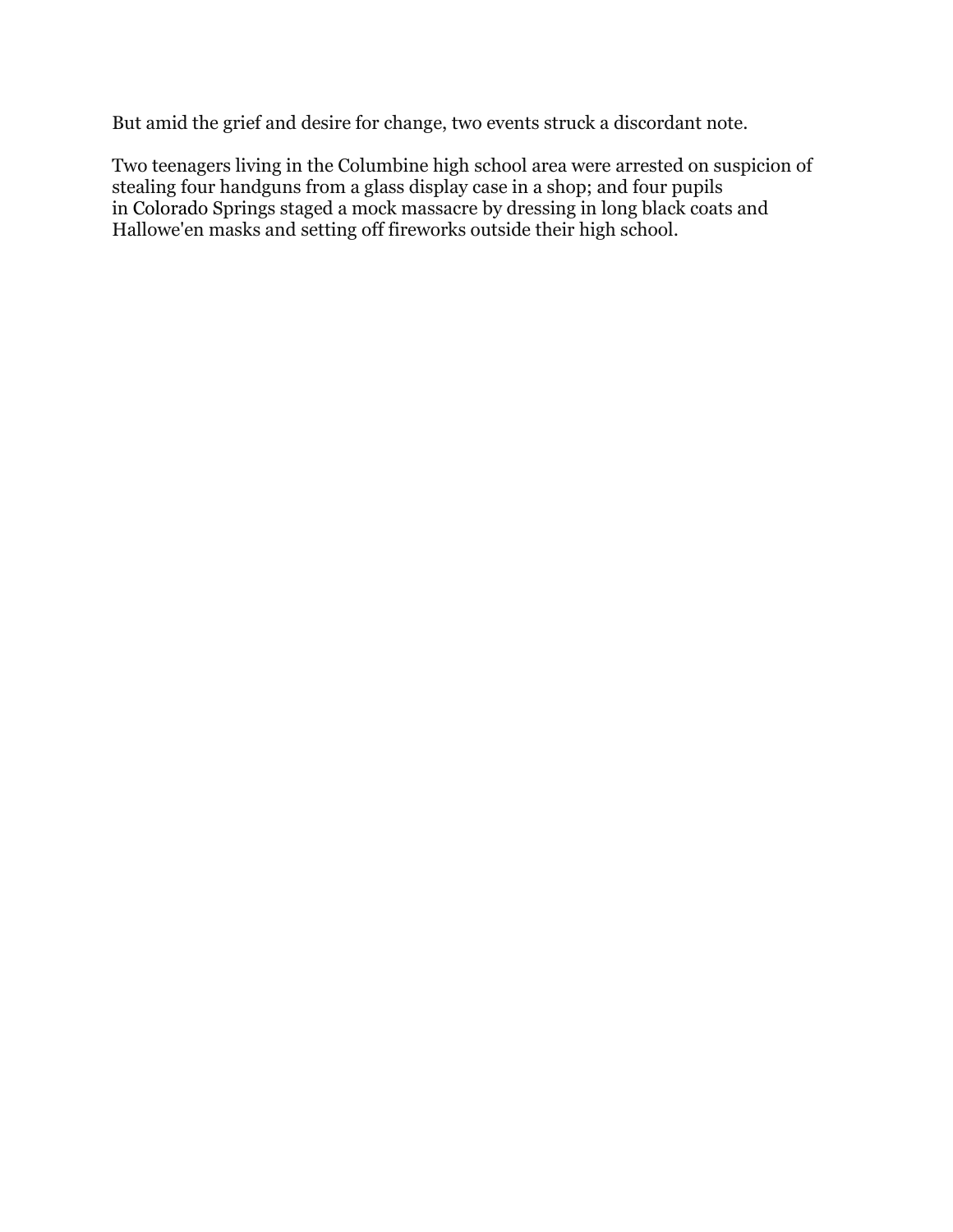But amid the grief and desire for change, two events struck a discordant note.

Two teenagers living in the Columbine high school area were arrested on suspicion of stealing four handguns from a glass display case in a shop; and four pupils in Colorado Springs staged a mock massacre by dressing in long black coats and Hallowe'en masks and setting off fireworks outside their high school.